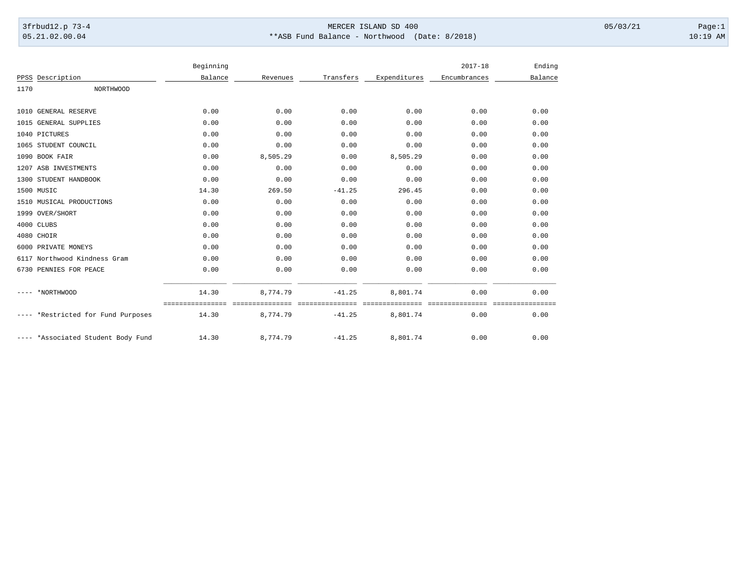MERCER ISLAND SD 400

**ASB Fund Balance - Northwood (Date: 8/2018)

3frbud12.p 73-4
05.21.02.00.04

05/03/21 10:19 AM

| PPSS | Description | Beginning Balance | Revenues | Transfers | Expenditures | 2017-18 Encumbrances | Ending Balance |
|---|---|---|---|---|---|---|---|
| 1170 | NORTHWOOD | | | | | | |
| 1010 | GENERAL RESERVE | 0.00 | 0.00 | 0.00 | 0.00 | 0.00 | 0.00 |
| 1015 | GENERAL SUPPLIES | 0.00 | 0.00 | 0.00 | 0.00 | 0.00 | 0.00 |
| 1040 | PICTURES | 0.00 | 0.00 | 0.00 | 0.00 | 0.00 | 0.00 |
| 1065 | STUDENT COUNCIL | 0.00 | 0.00 | 0.00 | 0.00 | 0.00 | 0.00 |
| 1090 | BOOK FAIR | 0.00 | 8,505.29 | 0.00 | 8,505.29 | 0.00 | 0.00 |
| 1207 | ASB INVESTMENTS | 0.00 | 0.00 | 0.00 | 0.00 | 0.00 | 0.00 |
| 1300 | STUDENT HANDBOOK | 0.00 | 0.00 | 0.00 | 0.00 | 0.00 | 0.00 |
| 1500 | MUSIC | 14.30 | 269.50 | -41.25 | 296.45 | 0.00 | 0.00 |
| 1510 | MUSICAL PRODUCTIONS | 0.00 | 0.00 | 0.00 | 0.00 | 0.00 | 0.00 |
| 1999 | OVER/SHORT | 0.00 | 0.00 | 0.00 | 0.00 | 0.00 | 0.00 |
| 4000 | CLUBS | 0.00 | 0.00 | 0.00 | 0.00 | 0.00 | 0.00 |
| 4080 | CHOIR | 0.00 | 0.00 | 0.00 | 0.00 | 0.00 | 0.00 |
| 6000 | PRIVATE MONEYS | 0.00 | 0.00 | 0.00 | 0.00 | 0.00 | 0.00 |
| 6117 | Northwood Kindness Gram | 0.00 | 0.00 | 0.00 | 0.00 | 0.00 | 0.00 |
| 6730 | PENNIES FOR PEACE | 0.00 | 0.00 | 0.00 | 0.00 | 0.00 | 0.00 |
| ---- | *NORTHWOOD | 14.30 | 8,774.79 | -41.25 | 8,801.74 | 0.00 | 0.00 |
| ---- | *Restricted for Fund Purposes | 14.30 | 8,774.79 | -41.25 | 8,801.74 | 0.00 | 0.00 |
| ---- | *Associated Student Body Fund | 14.30 | 8,774.79 | -41.25 | 8,801.74 | 0.00 | 0.00 |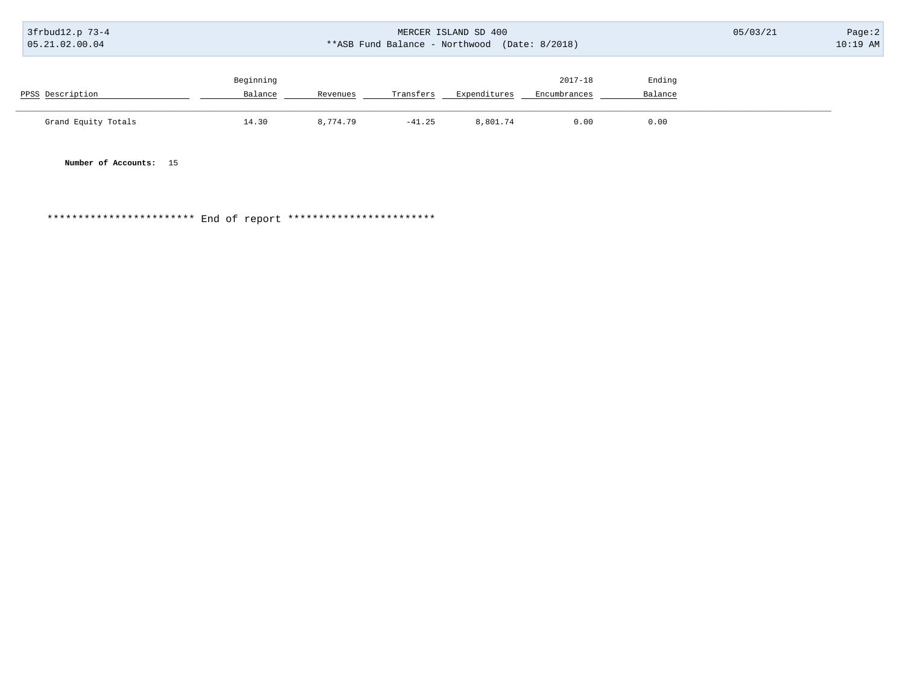| PPSS | Description | Beginning Balance | Revenues | Transfers | Expenditures | 2017-18 Encumbrances | Ending Balance |
|---|---|---|---|---|---|---|---|
| | Grand Equity Totals | 14.30 | 8,774.79 | -41.25 | 8,801.74 | 0.00 | 0.00 |

**Number of Accounts:** 15

************************ End of report ************************